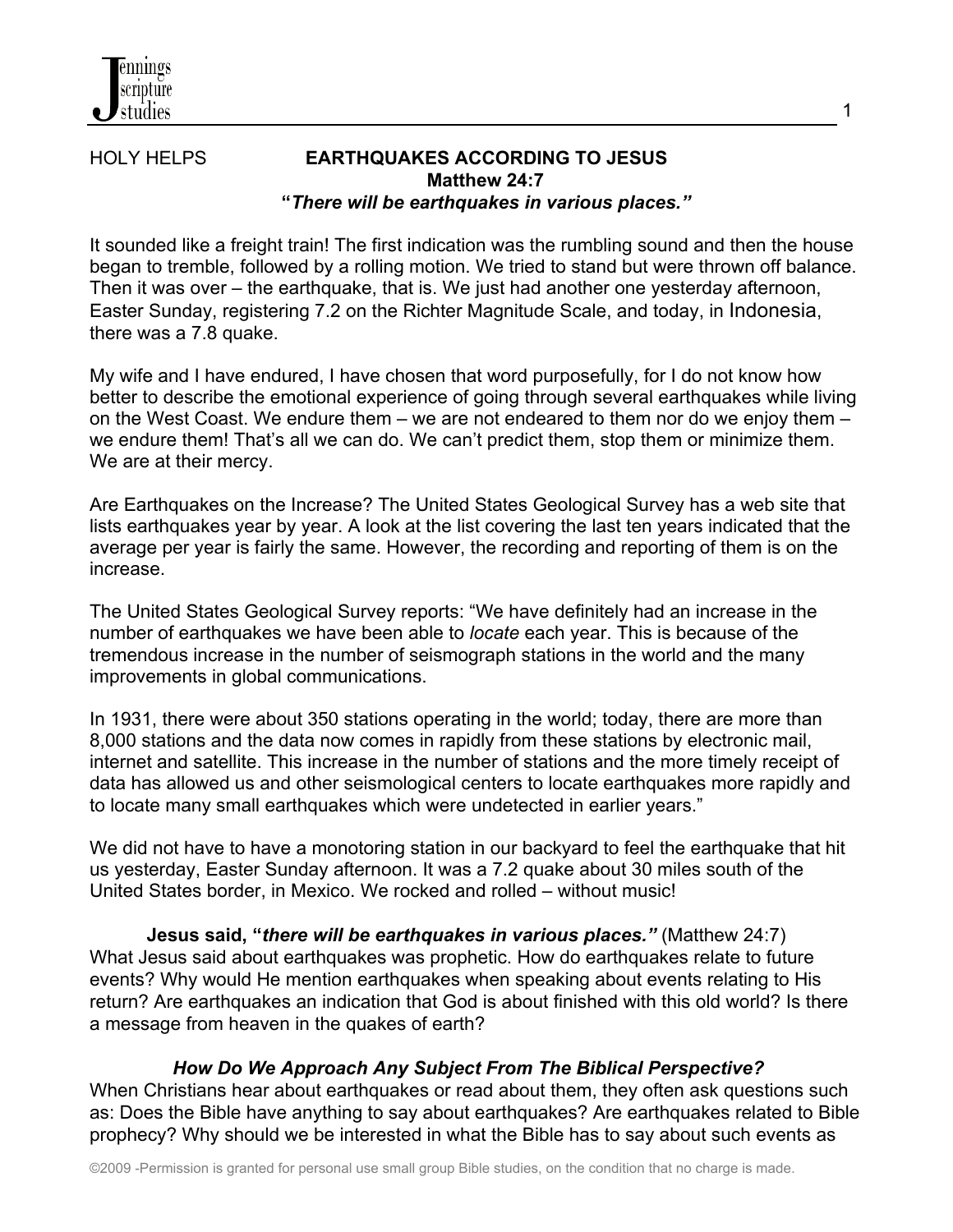HOLY HELPS

# EARTHQUAKES ACCORDING TO JESUS

**Matthew 24:7**

**"*There will be earthquakes in various places.*"**

It sounded like a freight train! The first indication was the rumbling sound and then the house began to tremble, followed by a rolling motion. We tried to stand but were thrown off balance. Then it was over – the earthquake, that is. We just had another one yesterday afternoon, Easter Sunday, registering 7.2 on the Richter Magnitude Scale, and today, in Indonesia, there was a 7.8 quake.

My wife and I have endured, I have chosen that word purposefully, for I do not know how better to describe the emotional experience of going through several earthquakes while living on the West Coast. We endure them – we are not endeared to them nor do we enjoy them – we endure them! That's all we can do. We can't predict them, stop them or minimize them. We are at their mercy.

Are Earthquakes on the Increase? The United States Geological Survey has a web site that lists earthquakes year by year. A look at the list covering the last ten years indicated that the average per year is fairly the same. However, the recording and reporting of them is on the increase.

The United States Geological Survey reports: "We have definitely had an increase in the number of earthquakes we have been able to *locate* each year. This is because of the tremendous increase in the number of seismograph stations in the world and the many improvements in global communications.

In 1931, there were about 350 stations operating in the world; today, there are more than 8,000 stations and the data now comes in rapidly from these stations by electronic mail, internet and satellite. This increase in the number of stations and the more timely receipt of data has allowed us and other seismological centers to locate earthquakes more rapidly and to locate many small earthquakes which were undetected in earlier years."

We did not have to have a monotoring station in our backyard to feel the earthquake that hit us yesterday, Easter Sunday afternoon. It was a 7.2 quake about 30 miles south of the United States border, in Mexico. We rocked and rolled – without music!

**Jesus said, "*there will be earthquakes in various places.*"** (Matthew 24:7) What Jesus said about earthquakes was prophetic. How do earthquakes relate to future events? Why would He mention earthquakes when speaking about events relating to His return? Are earthquakes an indication that God is about finished with this old world? Is there a message from heaven in the quakes of earth?

### *How Do We Approach Any Subject From The Biblical Perspective?*

When Christians hear about earthquakes or read about them, they often ask questions such as: Does the Bible have anything to say about earthquakes? Are earthquakes related to Bible prophecy? Why should we be interested in what the Bible has to say about such events as

©2009 -Permission is granted for personal use small group Bible studies, on the condition that no charge is made.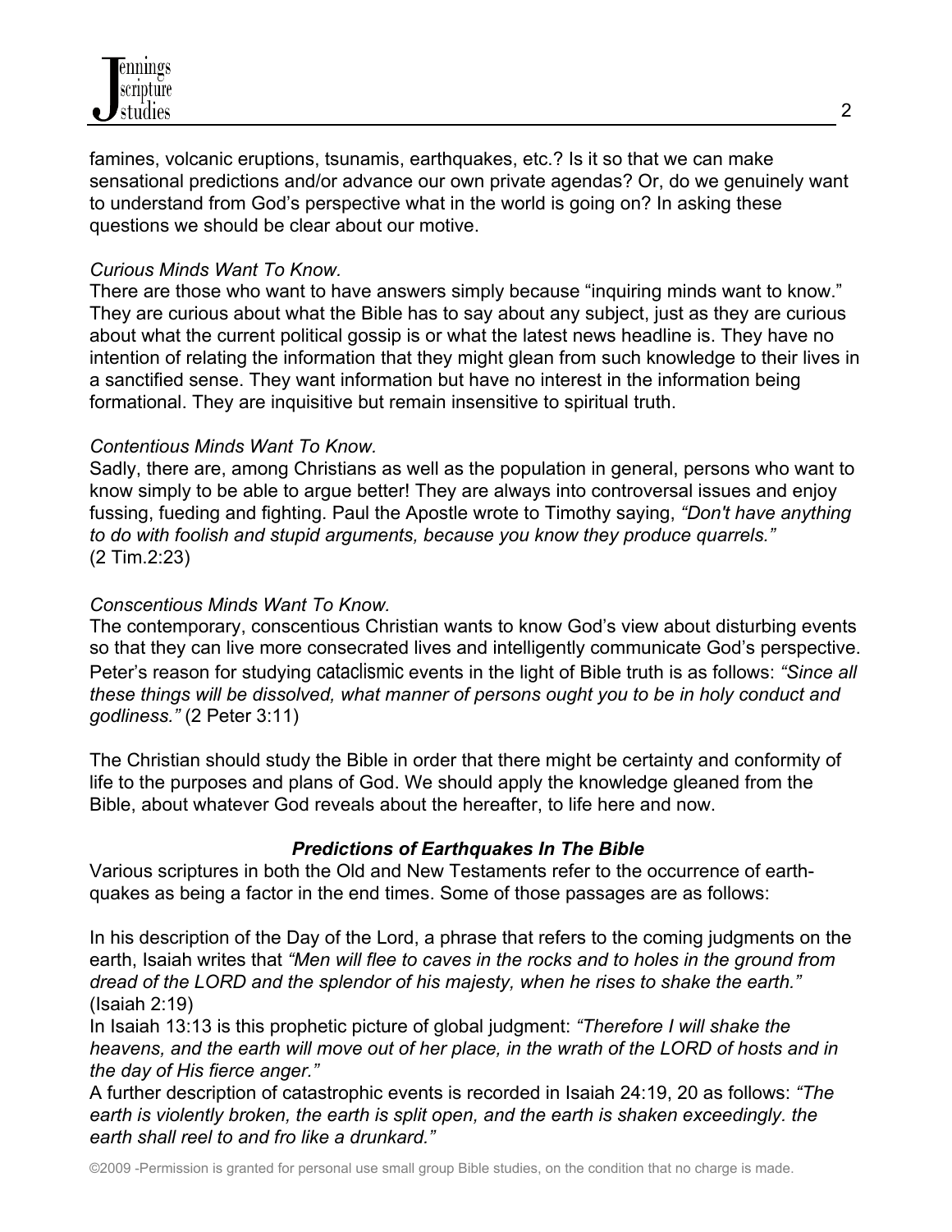famines, volcanic eruptions, tsunamis, earthquakes, etc.? Is it so that we can make sensational predictions and/or advance our own private agendas? Or, do we genuinely want to understand from God's perspective what in the world is going on? In asking these questions we should be clear about our motive.

*Curious Minds Want To Know.*
There are those who want to have answers simply because "inquiring minds want to know." They are curious about what the Bible has to say about any subject, just as they are curious about what the current political gossip is or what the latest news headline is. They have no intention of relating the information that they might glean from such knowledge to their lives in a sanctified sense. They want information but have no interest in the information being formational. They are inquisitive but remain insensitive to spiritual truth.

*Contentious Minds Want To Know.*
Sadly, there are, among Christians as well as the population in general, persons who want to know simply to be able to argue better! They are always into controversal issues and enjoy fussing, fueding and fighting. Paul the Apostle wrote to Timothy saying, *"Don't have anything to do with foolish and stupid arguments, because you know they produce quarrels."* (2 Tim.2:23)

*Conscentious Minds Want To Know.*
The contemporary, conscentious Christian wants to know God's view about disturbing events so that they can live more consecrated lives and intelligently communicate God's perspective. Peter's reason for studying cataclismic events in the light of Bible truth is as follows: *"Since all these things will be dissolved, what manner of persons ought you to be in holy conduct and godliness."* (2 Peter 3:11)

The Christian should study the Bible in order that there might be certainty and conformity of life to the purposes and plans of God. We should apply the knowledge gleaned from the Bible, about whatever God reveals about the hereafter, to life here and now.

### ***Predictions of Earthquakes In The Bible***

Various scriptures in both the Old and New Testaments refer to the occurrence of earth-quakes as being a factor in the end times. Some of those passages are as follows:

In his description of the Day of the Lord, a phrase that refers to the coming judgments on the earth, Isaiah writes that *"Men will flee to caves in the rocks and to holes in the ground from dread of the LORD and the splendor of his majesty, when he rises to shake the earth."* (Isaiah 2:19)
In Isaiah 13:13 is this prophetic picture of global judgment: *"Therefore I will shake the heavens, and the earth will move out of her place, in the wrath of the LORD of hosts and in the day of His fierce anger."*
A further description of catastrophic events is recorded in Isaiah 24:19, 20 as follows: *"The earth is violently broken, the earth is split open, and the earth is shaken exceedingly. the earth shall reel to and fro like a drunkard."*

©2009 -Permission is granted for personal use small group Bible studies, on the condition that no charge is made.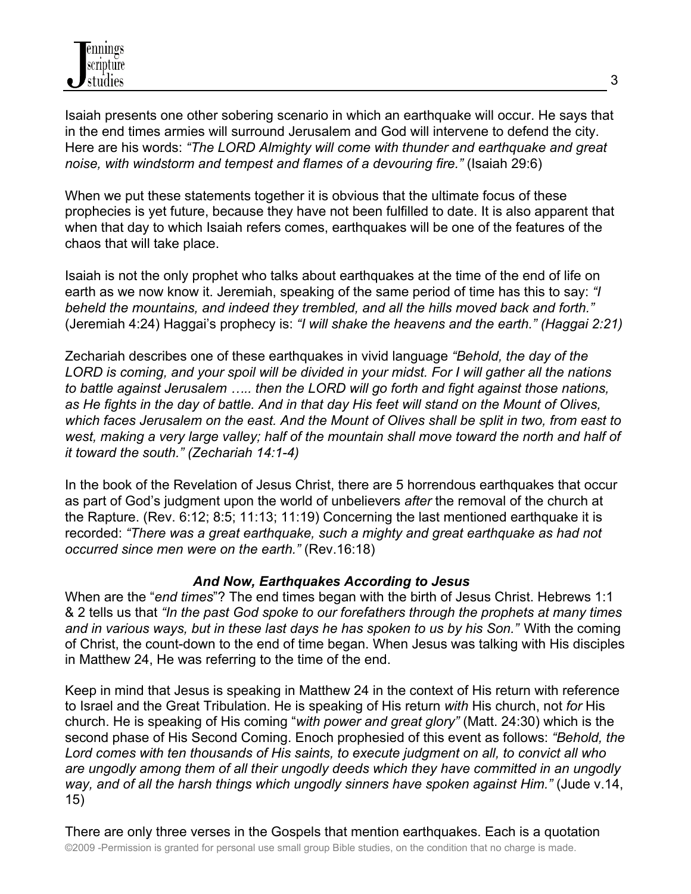Isaiah presents one other sobering scenario in which an earthquake will occur. He says that in the end times armies will surround Jerusalem and God will intervene to defend the city. Here are his words: *"The LORD Almighty will come with thunder and earthquake and great noise, with windstorm and tempest and flames of a devouring fire."* (Isaiah 29:6)

When we put these statements together it is obvious that the ultimate focus of these prophecies is yet future, because they have not been fulfilled to date. It is also apparent that when that day to which Isaiah refers comes, earthquakes will be one of the features of the chaos that will take place.

Isaiah is not the only prophet who talks about earthquakes at the time of the end of life on earth as we now know it. Jeremiah, speaking of the same period of time has this to say: *"I beheld the mountains, and indeed they trembled, and all the hills moved back and forth."* (Jeremiah 4:24) Haggai's prophecy is: *"I will shake the heavens and the earth." (Haggai 2:21)*

Zechariah describes one of these earthquakes in vivid language *"Behold, the day of the LORD is coming, and your spoil will be divided in your midst. For I will gather all the nations to battle against Jerusalem ….. then the LORD will go forth and fight against those nations, as He fights in the day of battle. And in that day His feet will stand on the Mount of Olives, which faces Jerusalem on the east. And the Mount of Olives shall be split in two, from east to west, making a very large valley; half of the mountain shall move toward the north and half of it toward the south." (Zechariah 14:1-4)*

In the book of the Revelation of Jesus Christ, there are 5 horrendous earthquakes that occur as part of God's judgment upon the world of unbelievers *after* the removal of the church at the Rapture. (Rev. 6:12; 8:5; 11:13; 11:19) Concerning the last mentioned earthquake it is recorded: *"There was a great earthquake, such a mighty and great earthquake as had not occurred since men were on the earth."* (Rev.16:18)

### *And Now, Earthquakes According to Jesus*

When are the "*end times*"? The end times began with the birth of Jesus Christ. Hebrews 1:1 & 2 tells us that *"In the past God spoke to our forefathers through the prophets at many times and in various ways, but in these last days he has spoken to us by his Son."* With the coming of Christ, the count-down to the end of time began. When Jesus was talking with His disciples in Matthew 24, He was referring to the time of the end.

Keep in mind that Jesus is speaking in Matthew 24 in the context of His return with reference to Israel and the Great Tribulation. He is speaking of His return *with* His church, not *for* His church. He is speaking of His coming "*with power and great glory"* (Matt. 24:30) which is the second phase of His Second Coming. Enoch prophesied of this event as follows: *"Behold, the Lord comes with ten thousands of His saints, to execute judgment on all, to convict all who are ungodly among them of all their ungodly deeds which they have committed in an ungodly way, and of all the harsh things which ungodly sinners have spoken against Him."* (Jude v.14, 15)

There are only three verses in the Gospels that mention earthquakes. Each is a quotation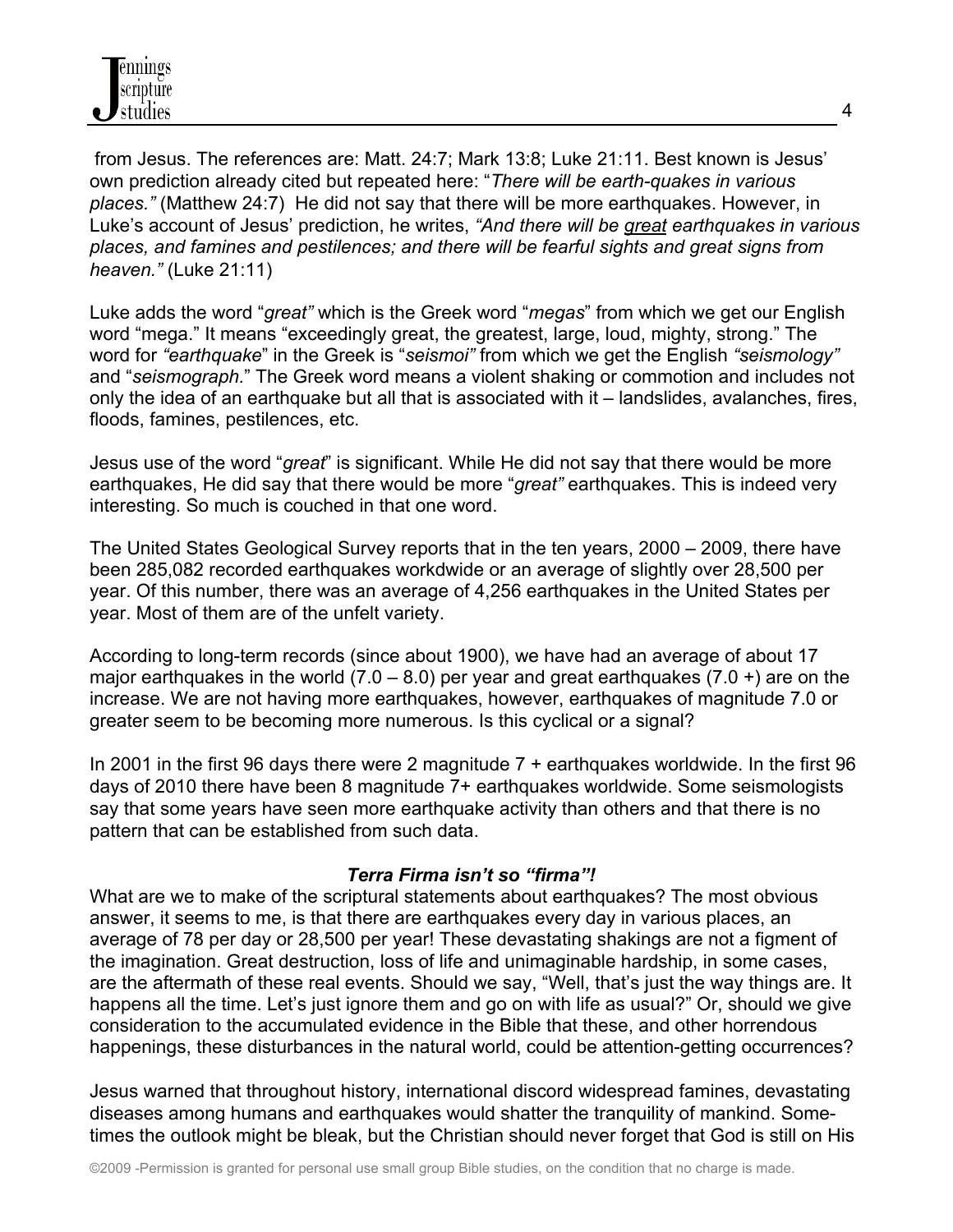from Jesus. The references are: Matt. 24:7; Mark 13:8; Luke 21:11. Best known is Jesus' own prediction already cited but repeated here: "*There will be earth-quakes in various places."* (Matthew 24:7) He did not say that there will be more earthquakes. However, in Luke's account of Jesus' prediction, he writes, *"And there will be <u>great</u> earthquakes in various places, and famines and pestilences; and there will be fearful sights and great signs from heaven."* (Luke 21:11)

Luke adds the word "*great"* which is the Greek word "*megas*" from which we get our English word "mega." It means "exceedingly great, the greatest, large, loud, mighty, strong." The word for *"earthquake*" in the Greek is "*seismoi"* from which we get the English *"seismology"* and "*seismograph.*" The Greek word means a violent shaking or commotion and includes not only the idea of an earthquake but all that is associated with it – landslides, avalanches, fires, floods, famines, pestilences, etc.

Jesus use of the word "*great*" is significant. While He did not say that there would be more earthquakes, He did say that there would be more "*great"* earthquakes. This is indeed very interesting. So much is couched in that one word.

The United States Geological Survey reports that in the ten years, 2000 – 2009, there have been 285,082 recorded earthquakes workdwide or an average of slightly over 28,500 per year. Of this number, there was an average of 4,256 earthquakes in the United States per year. Most of them are of the unfelt variety.

According to long-term records (since about 1900), we have had an average of about 17 major earthquakes in the world (7.0 – 8.0) per year and great earthquakes (7.0 +) are on the increase. We are not having more earthquakes, however, earthquakes of magnitude 7.0 or greater seem to be becoming more numerous. Is this cyclical or a signal?

In 2001 in the first 96 days there were 2 magnitude 7 + earthquakes worldwide. In the first 96 days of 2010 there have been 8 magnitude 7+ earthquakes worldwide. Some seismologists say that some years have seen more earthquake activity than others and that there is no pattern that can be established from such data.

***Terra Firma isn't so "firma"!***

What are we to make of the scriptural statements about earthquakes? The most obvious answer, it seems to me, is that there are earthquakes every day in various places, an average of 78 per day or 28,500 per year! These devastating shakings are not a figment of the imagination. Great destruction, loss of life and unimaginable hardship, in some cases, are the aftermath of these real events. Should we say, "Well, that's just the way things are. It happens all the time. Let's just ignore them and go on with life as usual?" Or, should we give consideration to the accumulated evidence in the Bible that these, and other horrendous happenings, these disturbances in the natural world, could be attention-getting occurrences?

Jesus warned that throughout history, international discord widespread famines, devastating diseases among humans and earthquakes would shatter the tranquility of mankind. Some-times the outlook might be bleak, but the Christian should never forget that God is still on His

©2009 -Permission is granted for personal use small group Bible studies, on the condition that no charge is made.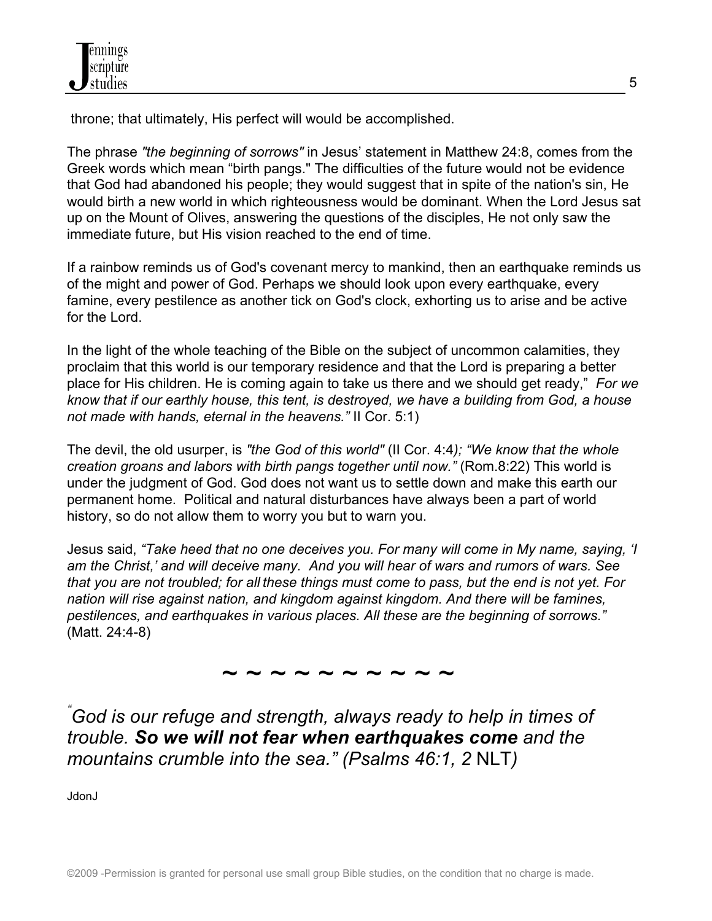throne; that ultimately, His perfect will would be accomplished.

The phrase *"the beginning of sorrows"* in Jesus' statement in Matthew 24:8, comes from the Greek words which mean "birth pangs." The difficulties of the future would not be evidence that God had abandoned his people; they would suggest that in spite of the nation's sin, He would birth a new world in which righteousness would be dominant. When the Lord Jesus sat up on the Mount of Olives, answering the questions of the disciples, He not only saw the immediate future, but His vision reached to the end of time.

If a rainbow reminds us of God's covenant mercy to mankind, then an earthquake reminds us of the might and power of God. Perhaps we should look upon every earthquake, every famine, every pestilence as another tick on God's clock, exhorting us to arise and be active for the Lord.

In the light of the whole teaching of the Bible on the subject of uncommon calamities, they proclaim that this world is our temporary residence and that the Lord is preparing a better place for His children. He is coming again to take us there and we should get ready," *For we know that if our earthly house, this tent, is destroyed, we have a building from God, a house not made with hands, eternal in the heavens."* II Cor. 5:1)

The devil, the old usurper, is *"the God of this world"* (II Cor. 4:4*); "We know that the whole creation groans and labors with birth pangs together until now."* (Rom.8:22) This world is under the judgment of God. God does not want us to settle down and make this earth our permanent home. Political and natural disturbances have always been a part of world history, so do not allow them to worry you but to warn you.

Jesus said, *"Take heed that no one deceives you. For many will come in My name, saying, 'I am the Christ,' and will deceive many. And you will hear of wars and rumors of wars. See that you are not troubled; for all these things must come to pass, but the end is not yet. For nation will rise against nation, and kingdom against kingdom. And there will be famines, pestilences, and earthquakes in various places. All these are the beginning of sorrows."* (Matt. 24:4-8)

~ ~ ~ ~ ~ ~ ~ ~ ~ ~

*"God is our refuge and strength, always ready to help in times of trouble.* ***So we will not fear when earthquakes come*** *and the mountains crumble into the sea." (Psalms 46:1, 2* NLT*)*

JdonJ

©2009 -Permission is granted for personal use small group Bible studies, on the condition that no charge is made.